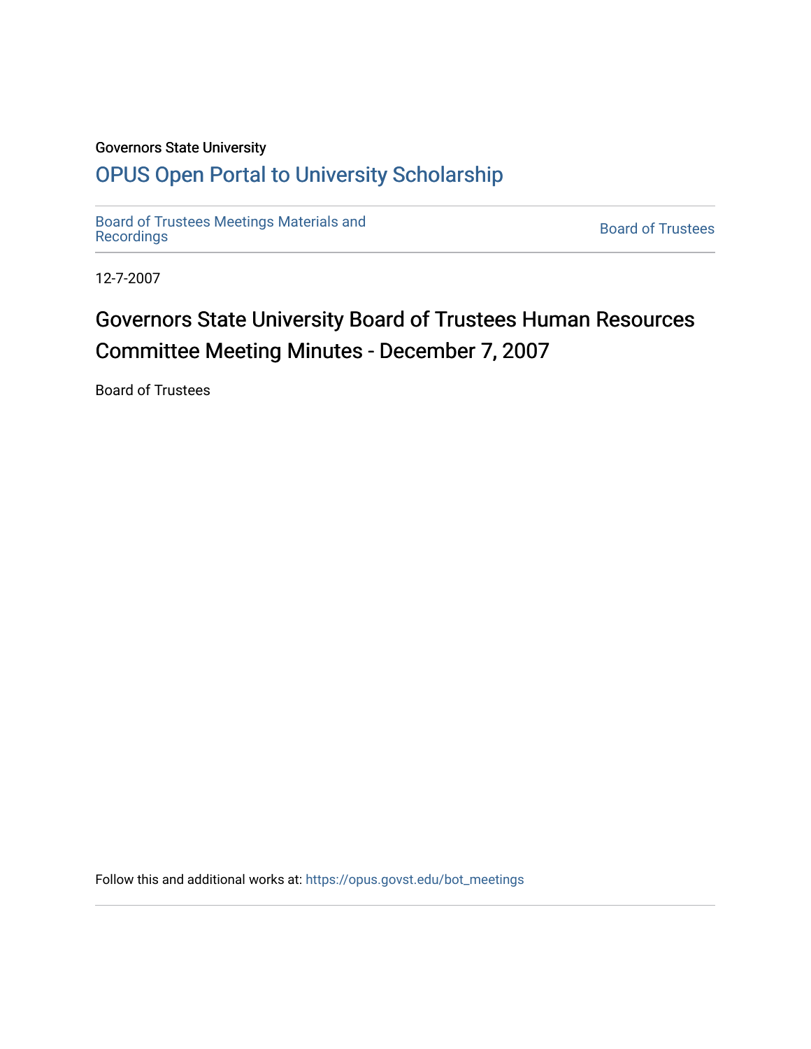Governors State University

## OPUS Open Portal to University Scholarship

Board of Trustees Meetings Materials and Recordings

Board of Trustees

12-7-2007

# Governors State University Board of Trustees Human Resources Committee Meeting Minutes - December 7, 2007

Board of Trustees

Follow this and additional works at: https://opus.govst.edu/bot_meetings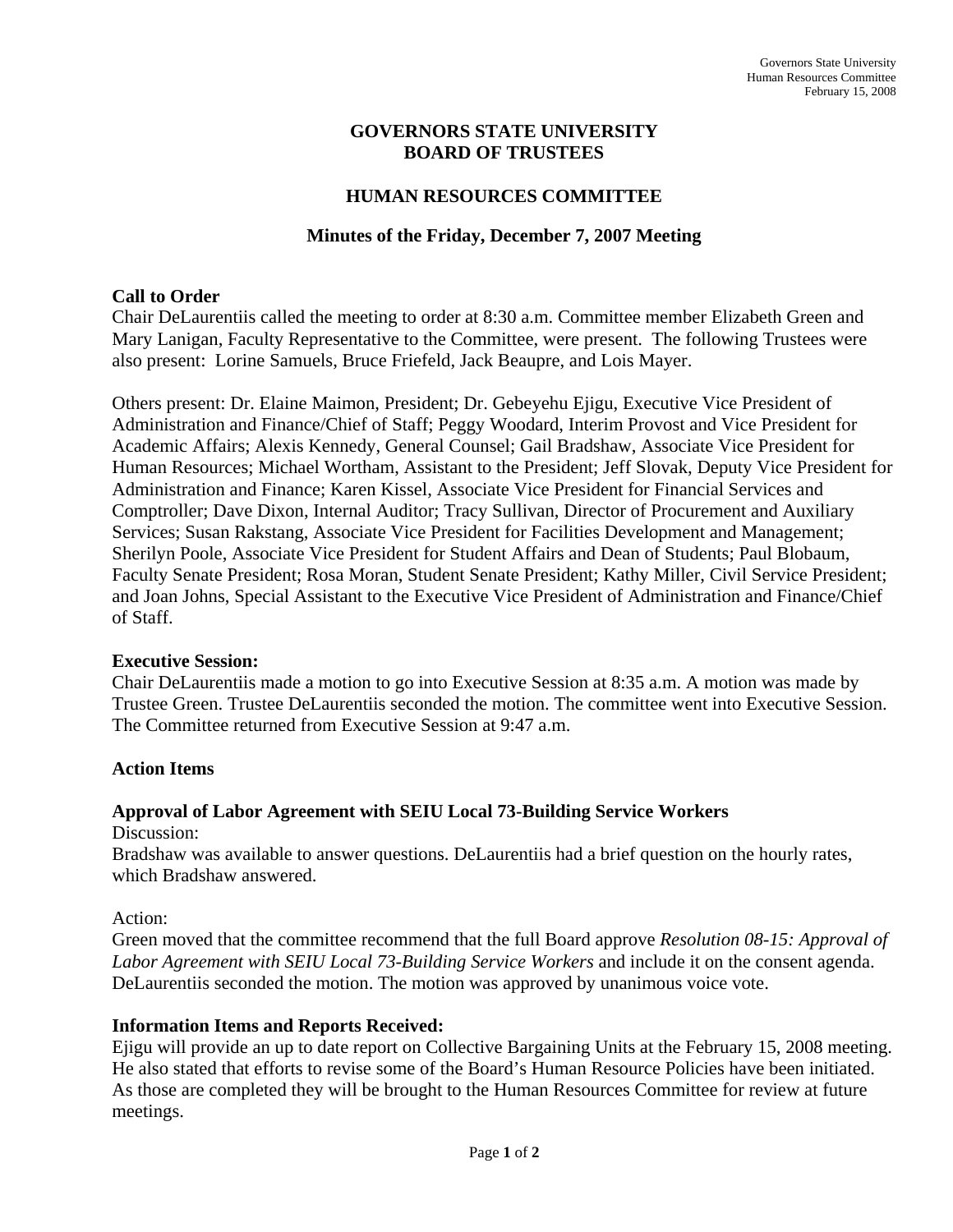# GOVERNORS STATE UNIVERSITY
# BOARD OF TRUSTEES

## HUMAN RESOURCES COMMITTEE

### Minutes of the Friday, December 7, 2007 Meeting

**Call to Order**

Chair DeLaurentiis called the meeting to order at 8:30 a.m. Committee member Elizabeth Green and Mary Lanigan, Faculty Representative to the Committee, were present. The following Trustees were also present: Lorine Samuels, Bruce Friefeld, Jack Beaupre, and Lois Mayer.

Others present: Dr. Elaine Maimon, President; Dr. Gebeyehu Ejigu, Executive Vice President of Administration and Finance/Chief of Staff; Peggy Woodard, Interim Provost and Vice President for Academic Affairs; Alexis Kennedy, General Counsel; Gail Bradshaw, Associate Vice President for Human Resources; Michael Wortham, Assistant to the President; Jeff Slovak, Deputy Vice President for Administration and Finance; Karen Kissel, Associate Vice President for Financial Services and Comptroller; Dave Dixon, Internal Auditor; Tracy Sullivan, Director of Procurement and Auxiliary Services; Susan Rakstang, Associate Vice President for Facilities Development and Management; Sherilyn Poole, Associate Vice President for Student Affairs and Dean of Students; Paul Blobaum, Faculty Senate President; Rosa Moran, Student Senate President; Kathy Miller, Civil Service President; and Joan Johns, Special Assistant to the Executive Vice President of Administration and Finance/Chief of Staff.

**Executive Session:**

Chair DeLaurentiis made a motion to go into Executive Session at 8:35 a.m. A motion was made by Trustee Green. Trustee DeLaurentiis seconded the motion. The committee went into Executive Session. The Committee returned from Executive Session at 9:47 a.m.

**Action Items**

**Approval of Labor Agreement with SEIU Local 73-Building Service Workers**

Discussion:

Bradshaw was available to answer questions. DeLaurentiis had a brief question on the hourly rates, which Bradshaw answered.

Action:

Green moved that the committee recommend that the full Board approve *Resolution 08-15: Approval of Labor Agreement with SEIU Local 73-Building Service Workers* and include it on the consent agenda. DeLaurentiis seconded the motion. The motion was approved by unanimous voice vote.

**Information Items and Reports Received:**

Ejigu will provide an up to date report on Collective Bargaining Units at the February 15, 2008 meeting. He also stated that efforts to revise some of the Board's Human Resource Policies have been initiated. As those are completed they will be brought to the Human Resources Committee for review at future meetings.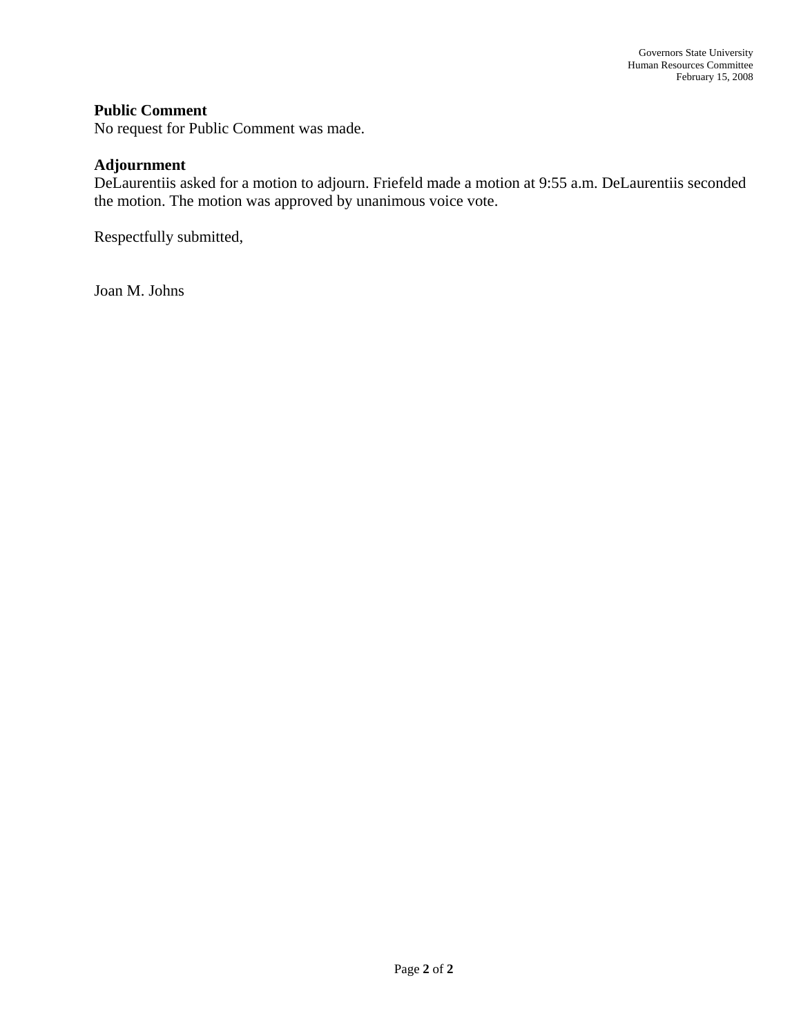**Public Comment**
No request for Public Comment was made.

**Adjournment**
DeLaurentiis asked for a motion to adjourn. Friefeld made a motion at 9:55 a.m. DeLaurentiis seconded the motion. The motion was approved by unanimous voice vote.

Respectfully submitted,

Joan M. Johns